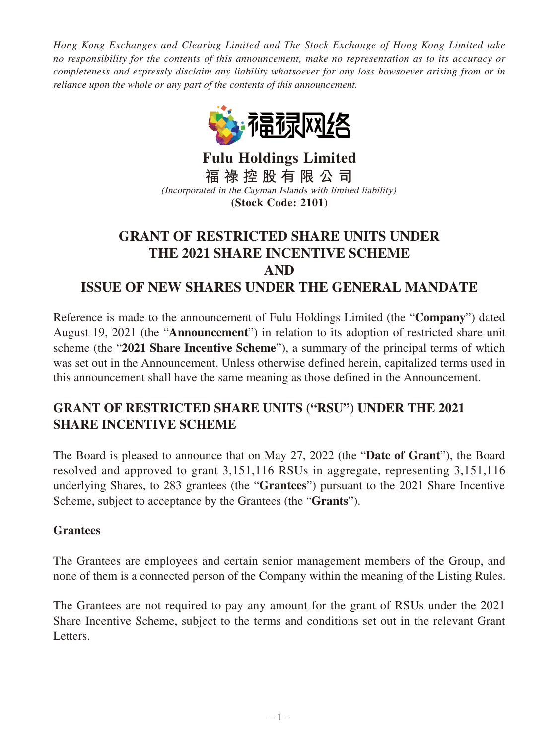*Hong Kong Exchanges and Clearing Limited and The Stock Exchange of Hong Kong Limited take no responsibility for the contents of this announcement, make no representation as to its accuracy or completeness and expressly disclaim any liability whatsoever for any loss howsoever arising from or in reliance upon the whole or any part of the contents of this announcement.*

福禄网络

**Fulu Holdings Limited**
**福 禄 控 股 有 限 公 司**
*(Incorporated in the Cayman Islands with limited liability)*
**(Stock Code: 2101)**

# GRANT OF RESTRICTED SHARE UNITS UNDER THE 2021 SHARE INCENTIVE SCHEME AND ISSUE OF NEW SHARES UNDER THE GENERAL MANDATE

Reference is made to the announcement of Fulu Holdings Limited (the "**Company**") dated August 19, 2021 (the "**Announcement**") in relation to its adoption of restricted share unit scheme (the "**2021 Share Incentive Scheme**"), a summary of the principal terms of which was set out in the Announcement. Unless otherwise defined herein, capitalized terms used in this announcement shall have the same meaning as those defined in the Announcement.

## GRANT OF RESTRICTED SHARE UNITS ("RSU") UNDER THE 2021 SHARE INCENTIVE SCHEME

The Board is pleased to announce that on May 27, 2022 (the "**Date of Grant**"), the Board resolved and approved to grant 3,151,116 RSUs in aggregate, representing 3,151,116 underlying Shares, to 283 grantees (the "**Grantees**") pursuant to the 2021 Share Incentive Scheme, subject to acceptance by the Grantees (the "**Grants**").

### Grantees

The Grantees are employees and certain senior management members of the Group, and none of them is a connected person of the Company within the meaning of the Listing Rules.

The Grantees are not required to pay any amount for the grant of RSUs under the 2021 Share Incentive Scheme, subject to the terms and conditions set out in the relevant Grant Letters.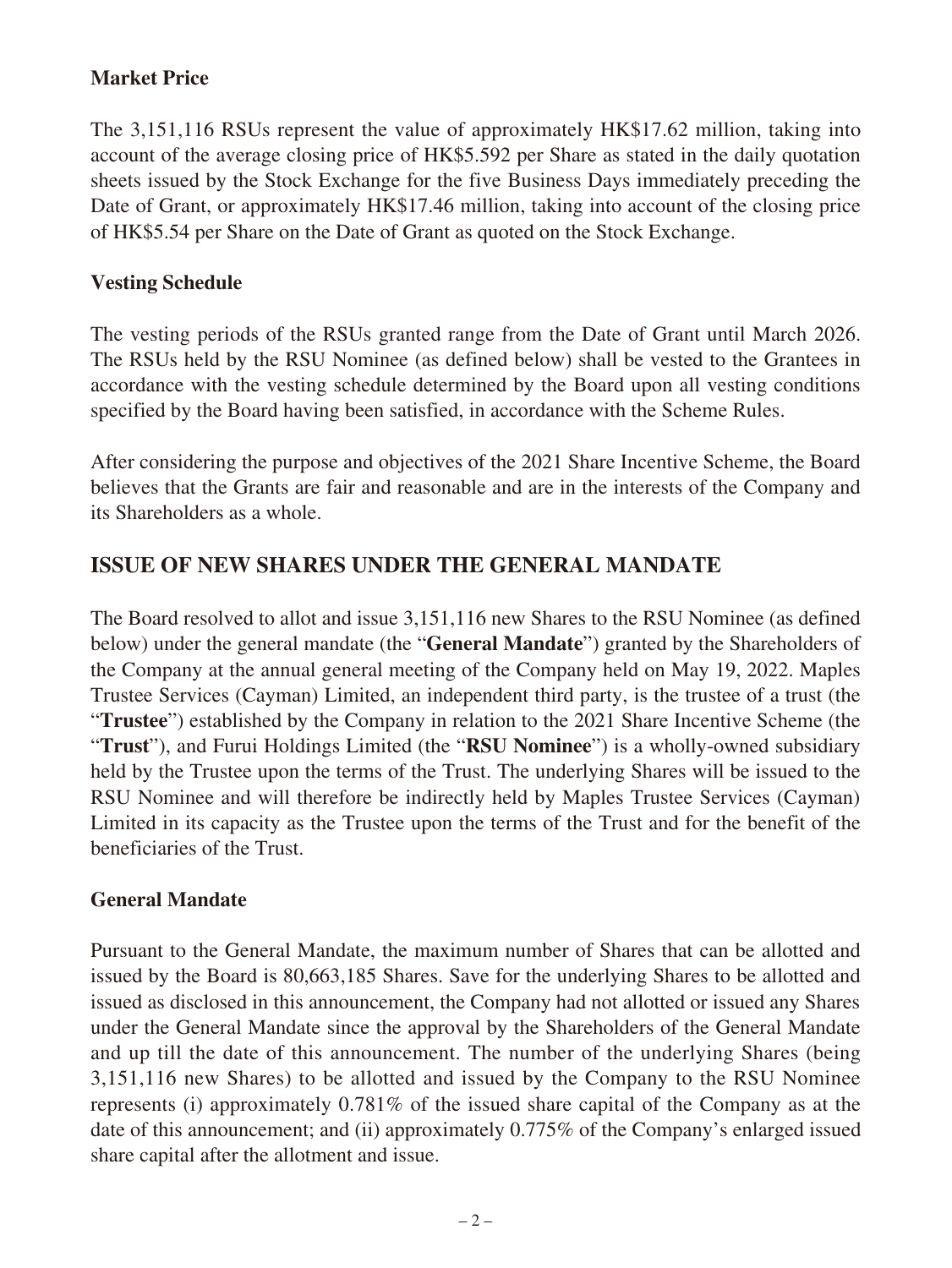**Market Price**

The 3,151,116 RSUs represent the value of approximately HK$17.62 million, taking into account of the average closing price of HK$5.592 per Share as stated in the daily quotation sheets issued by the Stock Exchange for the five Business Days immediately preceding the Date of Grant, or approximately HK$17.46 million, taking into account of the closing price of HK$5.54 per Share on the Date of Grant as quoted on the Stock Exchange.

**Vesting Schedule**

The vesting periods of the RSUs granted range from the Date of Grant until March 2026. The RSUs held by the RSU Nominee (as defined below) shall be vested to the Grantees in accordance with the vesting schedule determined by the Board upon all vesting conditions specified by the Board having been satisfied, in accordance with the Scheme Rules.

After considering the purpose and objectives of the 2021 Share Incentive Scheme, the Board believes that the Grants are fair and reasonable and are in the interests of the Company and its Shareholders as a whole.

## ISSUE OF NEW SHARES UNDER THE GENERAL MANDATE

The Board resolved to allot and issue 3,151,116 new Shares to the RSU Nominee (as defined below) under the general mandate (the "**General Mandate**") granted by the Shareholders of the Company at the annual general meeting of the Company held on May 19, 2022. Maples Trustee Services (Cayman) Limited, an independent third party, is the trustee of a trust (the "**Trustee**") established by the Company in relation to the 2021 Share Incentive Scheme (the "**Trust**"), and Furui Holdings Limited (the "**RSU Nominee**") is a wholly-owned subsidiary held by the Trustee upon the terms of the Trust. The underlying Shares will be issued to the RSU Nominee and will therefore be indirectly held by Maples Trustee Services (Cayman) Limited in its capacity as the Trustee upon the terms of the Trust and for the benefit of the beneficiaries of the Trust.

**General Mandate**

Pursuant to the General Mandate, the maximum number of Shares that can be allotted and issued by the Board is 80,663,185 Shares. Save for the underlying Shares to be allotted and issued as disclosed in this announcement, the Company had not allotted or issued any Shares under the General Mandate since the approval by the Shareholders of the General Mandate and up till the date of this announcement. The number of the underlying Shares (being 3,151,116 new Shares) to be allotted and issued by the Company to the RSU Nominee represents (i) approximately 0.781% of the issued share capital of the Company as at the date of this announcement; and (ii) approximately 0.775% of the Company's enlarged issued share capital after the allotment and issue.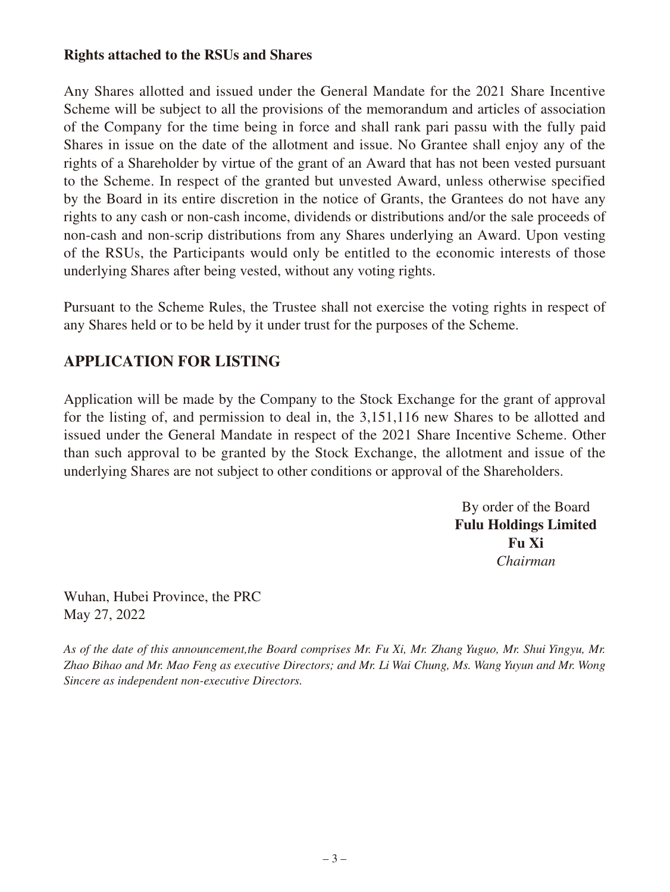**Rights attached to the RSUs and Shares**

Any Shares allotted and issued under the General Mandate for the 2021 Share Incentive Scheme will be subject to all the provisions of the memorandum and articles of association of the Company for the time being in force and shall rank pari passu with the fully paid Shares in issue on the date of the allotment and issue. No Grantee shall enjoy any of the rights of a Shareholder by virtue of the grant of an Award that has not been vested pursuant to the Scheme. In respect of the granted but unvested Award, unless otherwise specified by the Board in its entire discretion in the notice of Grants, the Grantees do not have any rights to any cash or non-cash income, dividends or distributions and/or the sale proceeds of non-cash and non-scrip distributions from any Shares underlying an Award. Upon vesting of the RSUs, the Participants would only be entitled to the economic interests of those underlying Shares after being vested, without any voting rights.

Pursuant to the Scheme Rules, the Trustee shall not exercise the voting rights in respect of any Shares held or to be held by it under trust for the purposes of the Scheme.

## APPLICATION FOR LISTING

Application will be made by the Company to the Stock Exchange for the grant of approval for the listing of, and permission to deal in, the 3,151,116 new Shares to be allotted and issued under the General Mandate in respect of the 2021 Share Incentive Scheme. Other than such approval to be granted by the Stock Exchange, the allotment and issue of the underlying Shares are not subject to other conditions or approval of the Shareholders.

By order of the Board
**Fulu Holdings Limited**
**Fu Xi**
*Chairman*

Wuhan, Hubei Province, the PRC
May 27, 2022

*As of the date of this announcement,the Board comprises Mr. Fu Xi, Mr. Zhang Yuguo, Mr. Shui Yingyu, Mr. Zhao Bihao and Mr. Mao Feng as executive Directors; and Mr. Li Wai Chung, Ms. Wang Yuyun and Mr. Wong Sincere as independent non-executive Directors.*